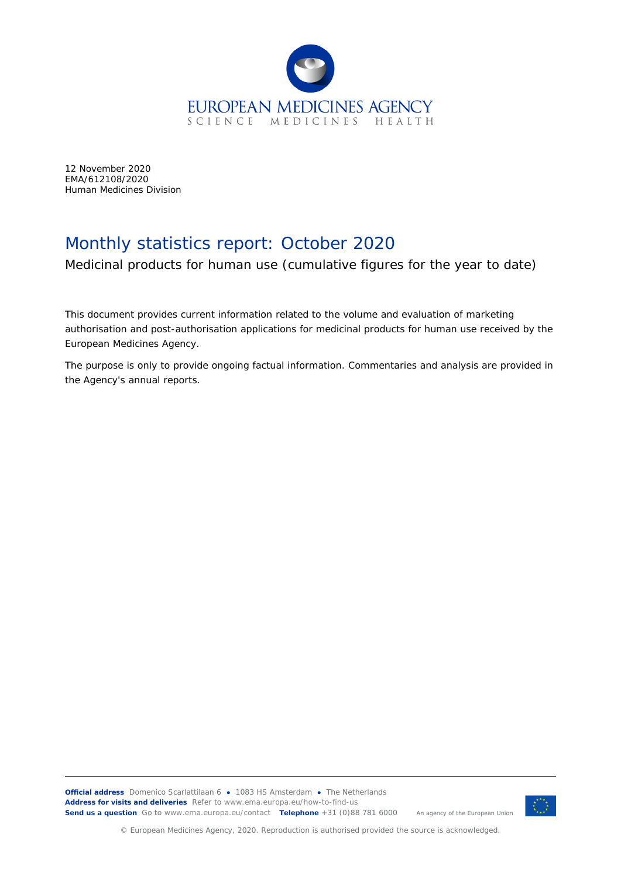12 November 2020
EMA/612108/2020
Human Medicines Division

# Monthly statistics report: October 2020

## Medicinal products for human use (cumulative figures for the year to date)

This document provides current information related to the volume and evaluation of marketing authorisation and post-authorisation applications for medicinal products for human use received by the European Medicines Agency.

The purpose is only to provide ongoing factual information. Commentaries and analysis are provided in the Agency's annual reports.

**Official address** Domenico Scarlattilaan 6 ● 1083 HS Amsterdam ● The Netherlands
**Address for visits and deliveries** Refer to www.ema.europa.eu/how-to-find-us
**Send us a question** Go to www.ema.europa.eu/contact **Telephone** +31 (0)88 781 6000

An agency of the European Union

© European Medicines Agency, 2020. Reproduction is authorised provided the source is acknowledged.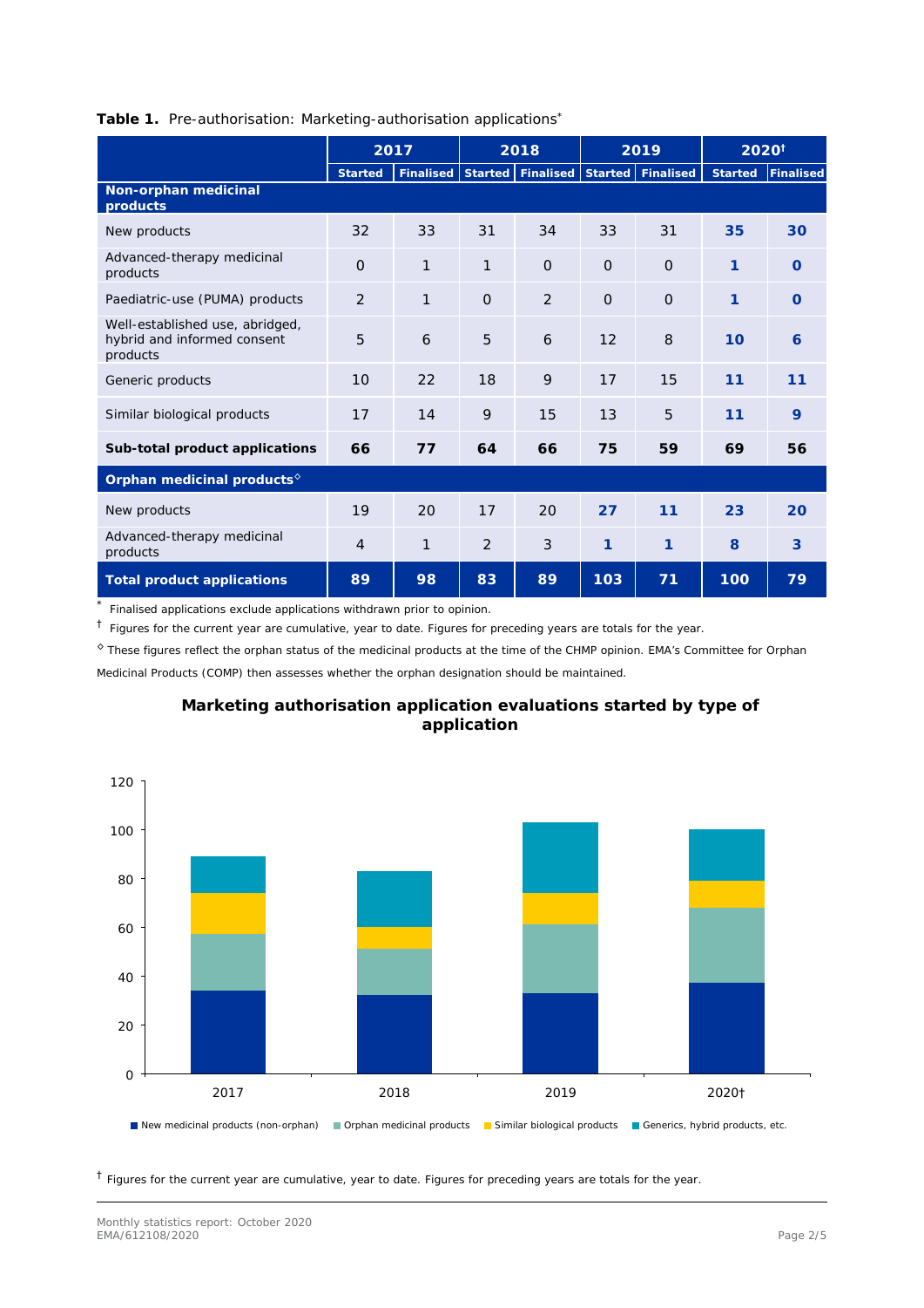**Table 1.** Pre-authorisation: Marketing-authorisation applications*

| | 2017 | | 2018 | | 2019 | | 2020† | |
|---|---|---|---|---|---|---|---|---|
| | Started | Finalised | Started | Finalised | Started | Finalised | Started | Finalised |
| **Non-orphan medicinal products** | | | | | | | | |
| New products | 32 | 33 | 31 | 34 | 33 | 31 | **35** | **30** |
| Advanced-therapy medicinal products | 0 | 1 | 1 | 0 | 0 | 0 | **1** | **0** |
| Paediatric-use (PUMA) products | 2 | 1 | 0 | 2 | 0 | 0 | **1** | **0** |
| Well-established use, abridged, hybrid and informed consent products | 5 | 6 | 5 | 6 | 12 | 8 | **10** | **6** |
| Generic products | 10 | 22 | 18 | 9 | 17 | 15 | **11** | **11** |
| Similar biological products | 17 | 14 | 9 | 15 | 13 | 5 | **11** | **9** |
| **Sub-total product applications** | **66** | **77** | **64** | **66** | **75** | **59** | **69** | **56** |
| **Orphan medicinal products◊** | | | | | | | | |
| New products | 19 | 20 | 17 | 20 | **27** | **11** | **23** | **20** |
| Advanced-therapy medicinal products | 4 | 1 | 2 | 3 | **1** | **1** | **8** | **3** |
| **Total product applications** | **89** | **98** | **83** | **89** | **103** | **71** | **100** | **79** |

\* Finalised applications exclude applications withdrawn prior to opinion.

† Figures for the current year are cumulative, year to date. Figures for preceding years are totals for the year.

◊ These figures reflect the orphan status of the medicinal products at the time of the CHMP opinion. EMA's Committee for Orphan Medicinal Products (COMP) then assesses whether the orphan designation should be maintained.

**Marketing authorisation application evaluations started by type of application**

| | 2017 | 2018 | 2019 | 2020† |
|---|---|---|---|---|
| New medicinal products (non-orphan) | 34 | 32 | 33 | 37 |
| Orphan medicinal products | 23 | 19 | 28 | 31 |
| Similar biological products | 17 | 9 | 13 | 11 |
| Generics, hybrid products, etc. | 15 | 23 | 29 | 21 |

† Figures for the current year are cumulative, year to date. Figures for preceding years are totals for the year.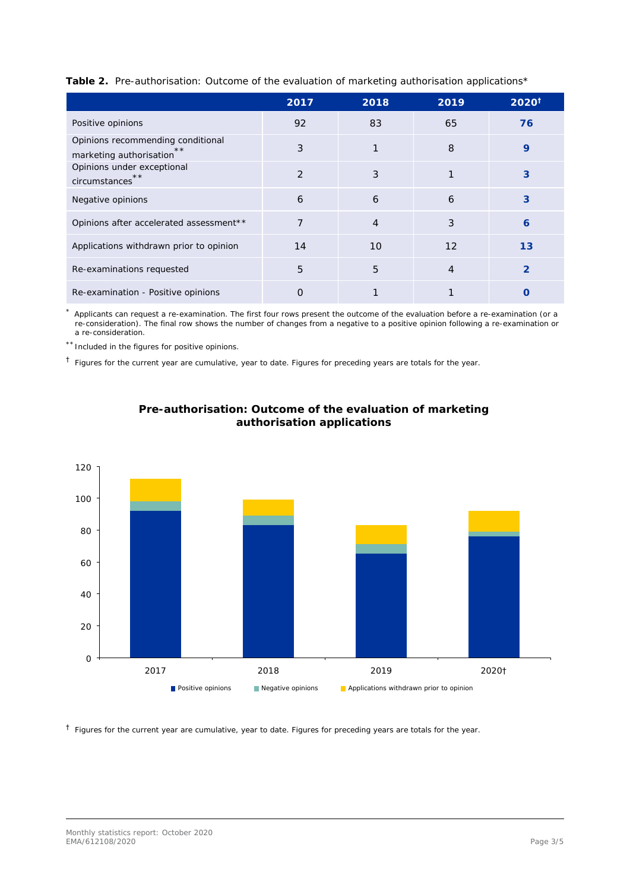**Table 2.** Pre-authorisation: Outcome of the evaluation of marketing authorisation applications*

| | 2017 | 2018 | 2019 | 2020† |
|---|---|---|---|---|
| Positive opinions | 92 | 83 | 65 | **76** |
| Opinions recommending conditional marketing authorisation** | 3 | 1 | 8 | **9** |
| Opinions under exceptional circumstances** | 2 | 3 | 1 | **3** |
| Negative opinions | 6 | 6 | 6 | **3** |
| Opinions after accelerated assessment** | 7 | 4 | 3 | **6** |
| Applications withdrawn prior to opinion | 14 | 10 | 12 | **13** |
| Re-examinations requested | 5 | 5 | 4 | **2** |
| Re-examination - Positive opinions | 0 | 1 | 1 | **0** |

\* Applicants can request a re-examination. The first four rows present the outcome of the evaluation before a re-examination (or a re-consideration). The final row shows the number of changes from a negative to a positive opinion following a re-examination or a re-consideration.

** Included in the figures for positive opinions.

† Figures for the current year are cumulative, year to date. Figures for preceding years are totals for the year.

**Pre-authorisation: Outcome of the evaluation of marketing authorisation applications**

† Figures for the current year are cumulative, year to date. Figures for preceding years are totals for the year.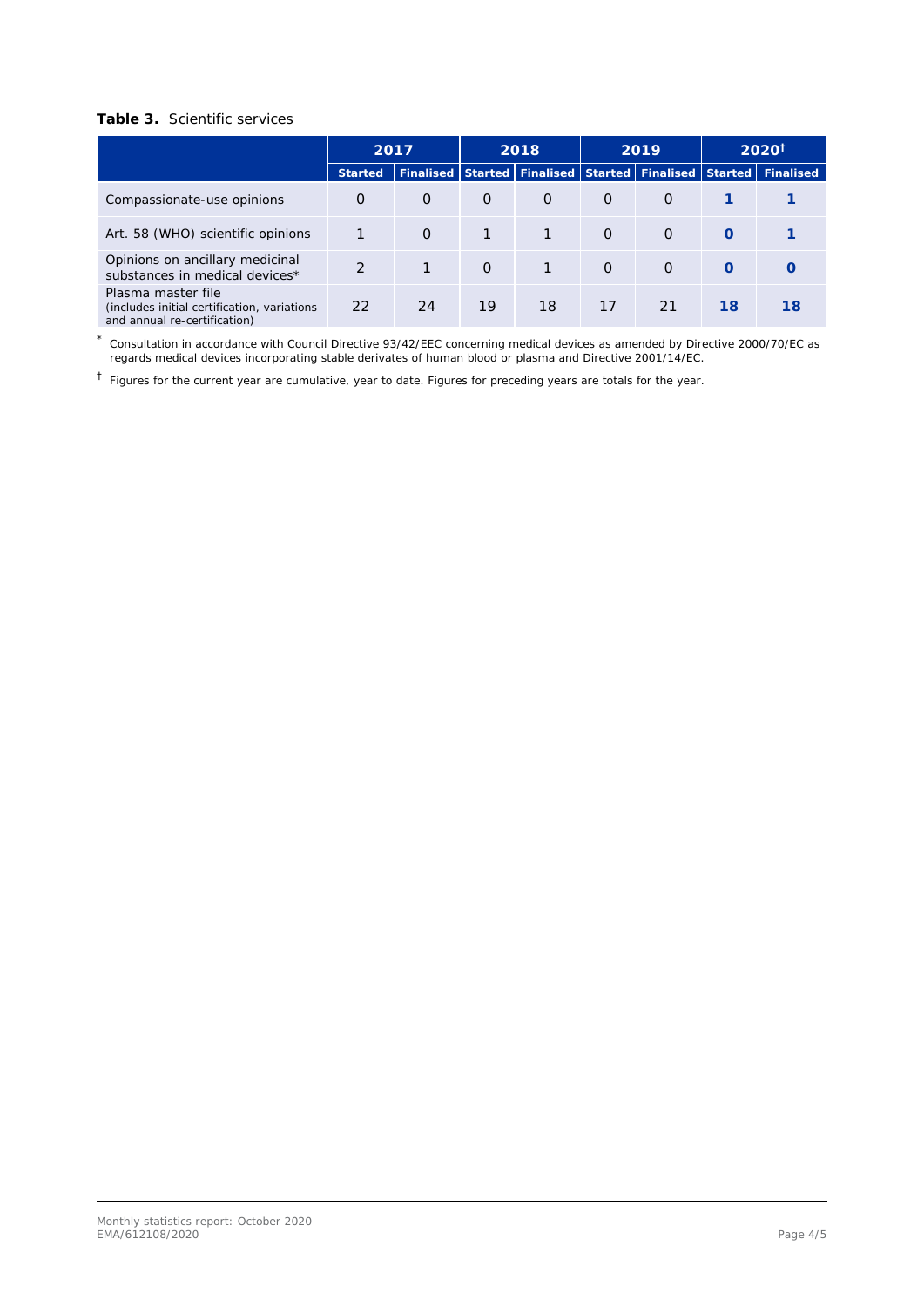**Table 3.** Scientific services

| | 2017 | | 2018 | | 2019 | | 2020† | |
|---|---|---|---|---|---|---|---|---|
| | Started | Finalised | Started | Finalised | Started | Finalised | Started | Finalised |
| Compassionate-use opinions | 0 | 0 | 0 | 0 | 0 | 0 | **1** | **1** |
| Art. 58 (WHO) scientific opinions | 1 | 0 | 1 | 1 | 0 | 0 | **0** | **1** |
| Opinions on ancillary medicinal substances in medical devices* | 2 | 1 | 0 | 1 | 0 | 0 | **0** | **0** |
| Plasma master file (includes initial certification, variations and annual re-certification) | 22 | 24 | 19 | 18 | 17 | 21 | **18** | **18** |

\* Consultation in accordance with Council Directive 93/42/EEC concerning medical devices as amended by Directive 2000/70/EC as regards medical devices incorporating stable derivates of human blood or plasma and Directive 2001/14/EC.

† Figures for the current year are cumulative, year to date. Figures for preceding years are totals for the year.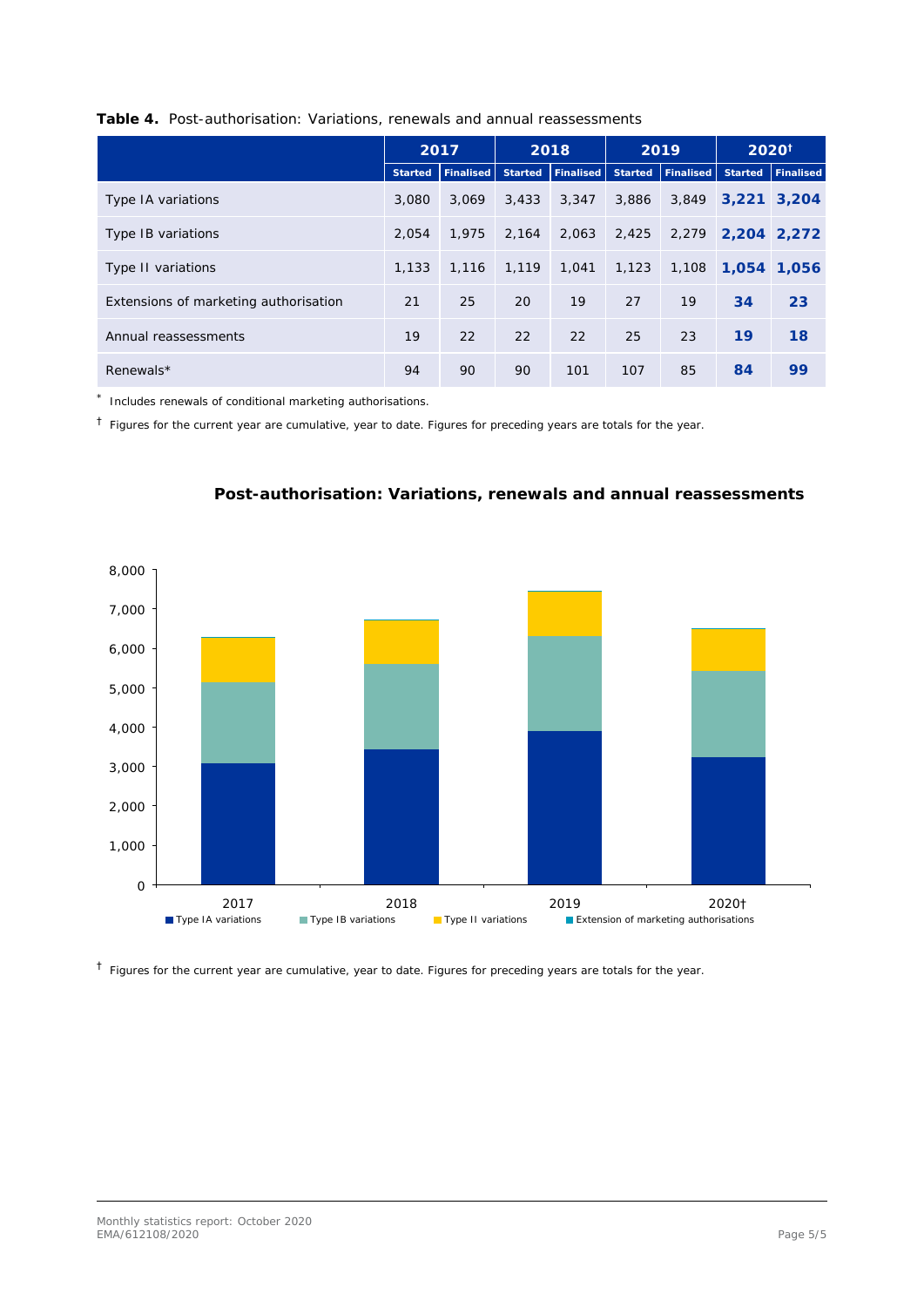**Table 4.** Post-authorisation: Variations, renewals and annual reassessments

| | 2017 | | 2018 | | 2019 | | 2020† | |
|---|---|---|---|---|---|---|---|---|
| | Started | Finalised | Started | Finalised | Started | Finalised | Started | Finalised |
| Type IA variations | 3,080 | 3,069 | 3,433 | 3,347 | 3,886 | 3,849 | **3,221** | **3,204** |
| Type IB variations | 2,054 | 1,975 | 2,164 | 2,063 | 2,425 | 2,279 | **2,204** | **2,272** |
| Type II variations | 1,133 | 1,116 | 1,119 | 1,041 | 1,123 | 1,108 | **1,054** | **1,056** |
| Extensions of marketing authorisation | 21 | 25 | 20 | 19 | 27 | 19 | **34** | **23** |
| Annual reassessments | 19 | 22 | 22 | 22 | 25 | 23 | **19** | **18** |
| Renewals* | 94 | 90 | 90 | 101 | 107 | 85 | **84** | **99** |

* Includes renewals of conditional marketing authorisations.

† Figures for the current year are cumulative, year to date. Figures for preceding years are totals for the year.

**Post-authorisation: Variations, renewals and annual reassessments**

8,000
7,000
6,000
5,000
4,000
3,000
2,000
1,000
0

2017
2018
2019
2020†

Type IA variations
Type IB variations
Type II variations
Extension of marketing authorisations

† Figures for the current year are cumulative, year to date. Figures for preceding years are totals for the year.